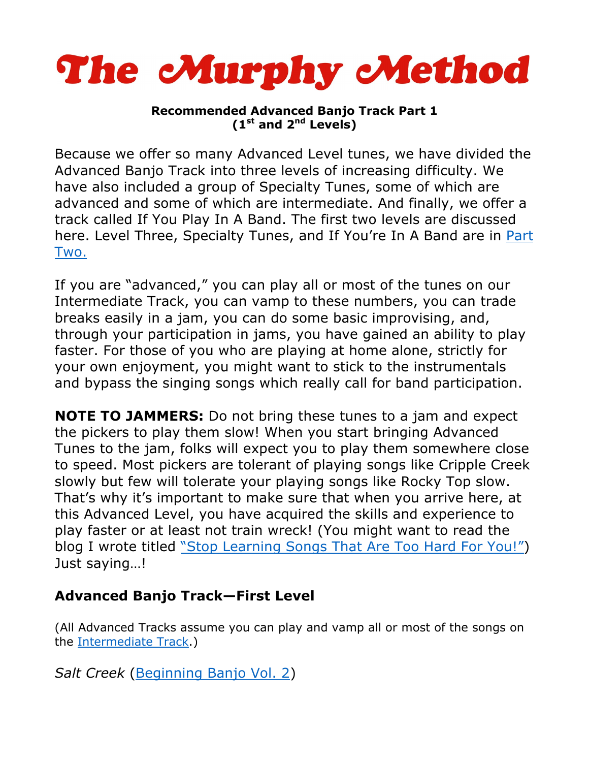# The Murphy Method

**Recommended Advanced Banjo Track Part 1**
**(1st and 2nd Levels)**

Because we offer so many Advanced Level tunes, we have divided the Advanced Banjo Track into three levels of increasing difficulty. We have also included a group of Specialty Tunes, some of which are advanced and some of which are intermediate. And finally, we offer a track called If You Play In A Band. The first two levels are discussed here. Level Three, Specialty Tunes, and If You're In A Band are in Part Two.

If you are "advanced," you can play all or most of the tunes on our Intermediate Track, you can vamp to these numbers, you can trade breaks easily in a jam, you can do some basic improvising, and, through your participation in jams, you have gained an ability to play faster. For those of you who are playing at home alone, strictly for your own enjoyment, you might want to stick to the instrumentals and bypass the singing songs which really call for band participation.

**NOTE TO JAMMERS:** Do not bring these tunes to a jam and expect the pickers to play them slow! When you start bringing Advanced Tunes to the jam, folks will expect you to play them somewhere close to speed. Most pickers are tolerant of playing songs like Cripple Creek slowly but few will tolerate your playing songs like Rocky Top slow. That's why it's important to make sure that when you arrive here, at this Advanced Level, you have acquired the skills and experience to play faster or at least not train wreck! (You might want to read the blog I wrote titled "Stop Learning Songs That Are Too Hard For You!") Just saying…!

## Advanced Banjo Track—First Level

(All Advanced Tracks assume you can play and vamp all or most of the songs on the Intermediate Track.)

*Salt Creek* (Beginning Banjo Vol. 2)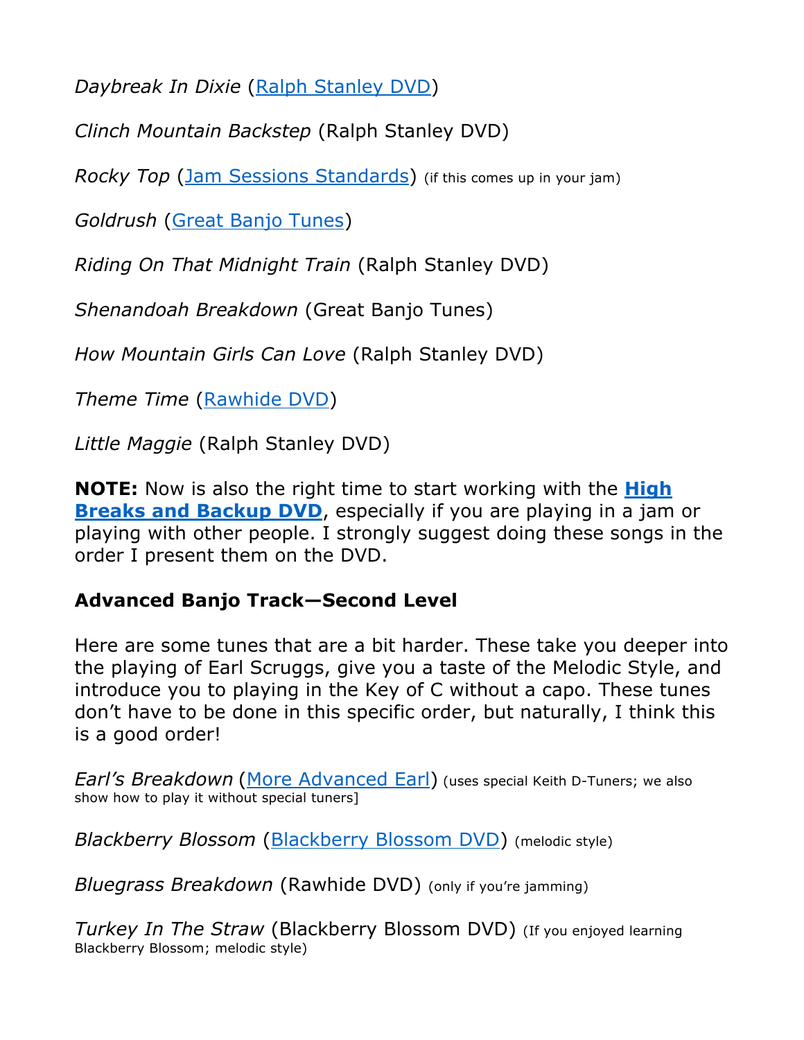*Daybreak In Dixie* (Ralph Stanley DVD)

*Clinch Mountain Backstep* (Ralph Stanley DVD)

*Rocky Top* (Jam Sessions Standards) (if this comes up in your jam)

*Goldrush* (Great Banjo Tunes)

*Riding On That Midnight Train* (Ralph Stanley DVD)

*Shenandoah Breakdown* (Great Banjo Tunes)

*How Mountain Girls Can Love* (Ralph Stanley DVD)

*Theme Time* (Rawhide DVD)

*Little Maggie* (Ralph Stanley DVD)

**NOTE:** Now is also the right time to start working with the **High Breaks and Backup DVD**, especially if you are playing in a jam or playing with other people. I strongly suggest doing these songs in the order I present them on the DVD.

**Advanced Banjo Track—Second Level**

Here are some tunes that are a bit harder. These take you deeper into the playing of Earl Scruggs, give you a taste of the Melodic Style, and introduce you to playing in the Key of C without a capo. These tunes don't have to be done in this specific order, but naturally, I think this is a good order!

*Earl's Breakdown* (More Advanced Earl) (uses special Keith D-Tuners; we also show how to play it without special tuners]

*Blackberry Blossom* (Blackberry Blossom DVD) (melodic style)

*Bluegrass Breakdown* (Rawhide DVD) (only if you're jamming)

*Turkey In The Straw* (Blackberry Blossom DVD) (If you enjoyed learning Blackberry Blossom; melodic style)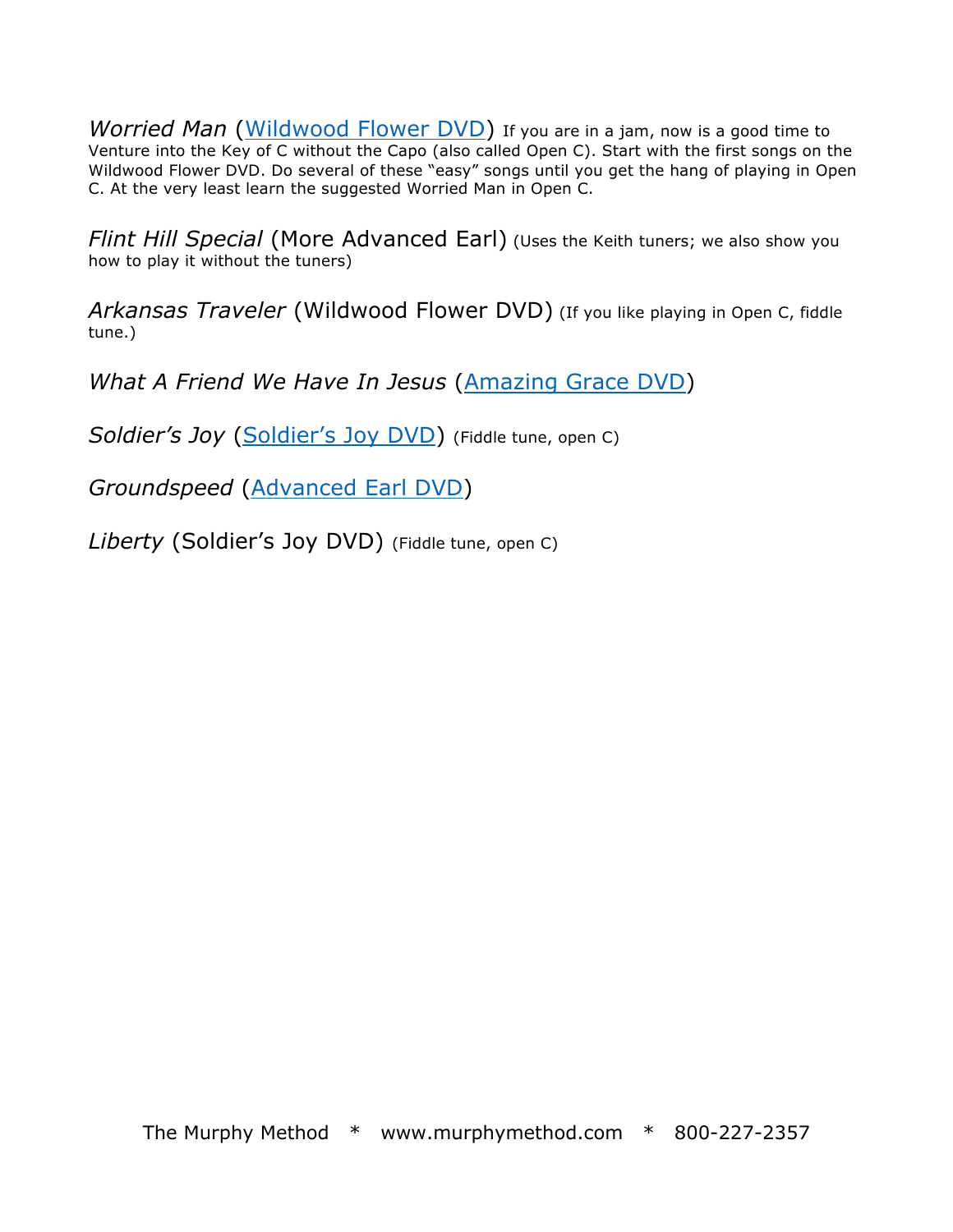*Worried Man* (Wildwood Flower DVD) If you are in a jam, now is a good time to Venture into the Key of C without the Capo (also called Open C). Start with the first songs on the Wildwood Flower DVD. Do several of these "easy" songs until you get the hang of playing in Open C. At the very least learn the suggested Worried Man in Open C.

*Flint Hill Special* (More Advanced Earl) (Uses the Keith tuners; we also show you how to play it without the tuners)

*Arkansas Traveler* (Wildwood Flower DVD) (If you like playing in Open C, fiddle tune.)

*What A Friend We Have In Jesus* (Amazing Grace DVD)

*Soldier's Joy* (Soldier's Joy DVD) (Fiddle tune, open C)

*Groundspeed* (Advanced Earl DVD)

*Liberty* (Soldier's Joy DVD) (Fiddle tune, open C)

The Murphy Method * www.murphymethod.com * 800-227-2357